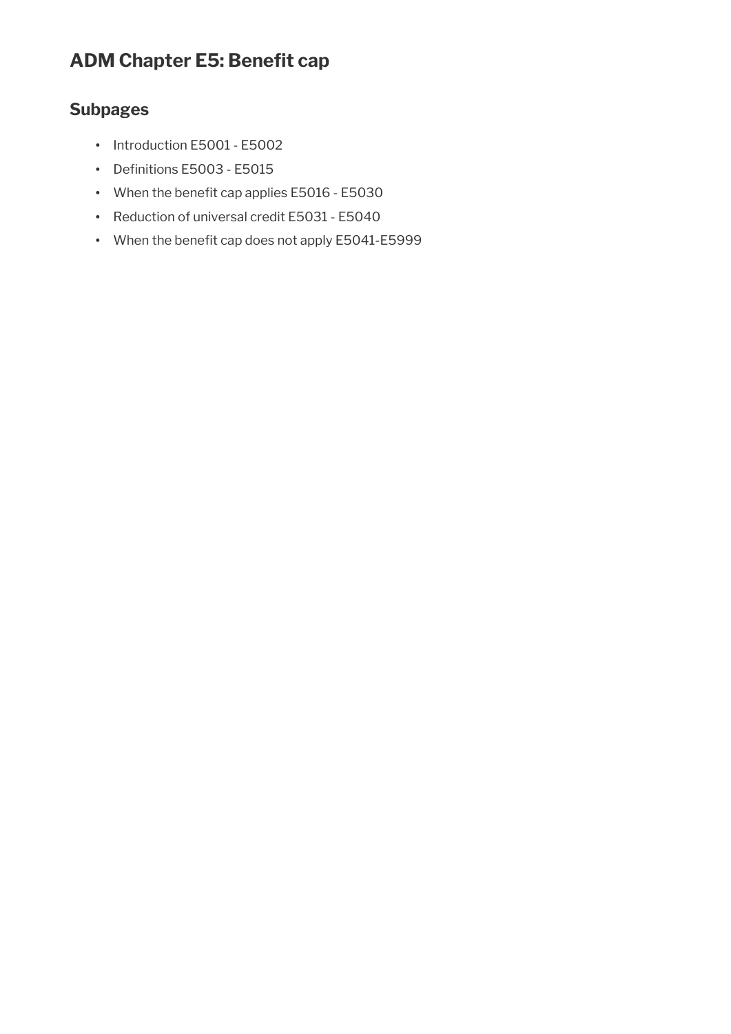# ADM Chapter E5: Benefit cap

## Subpages

- Introduction E5001 - E5002
- Definitions E5003 - E5015
- When the benefit cap applies E5016 - E5030
- Reduction of universal credit E5031 - E5040
- When the benefit cap does not apply E5041-E5999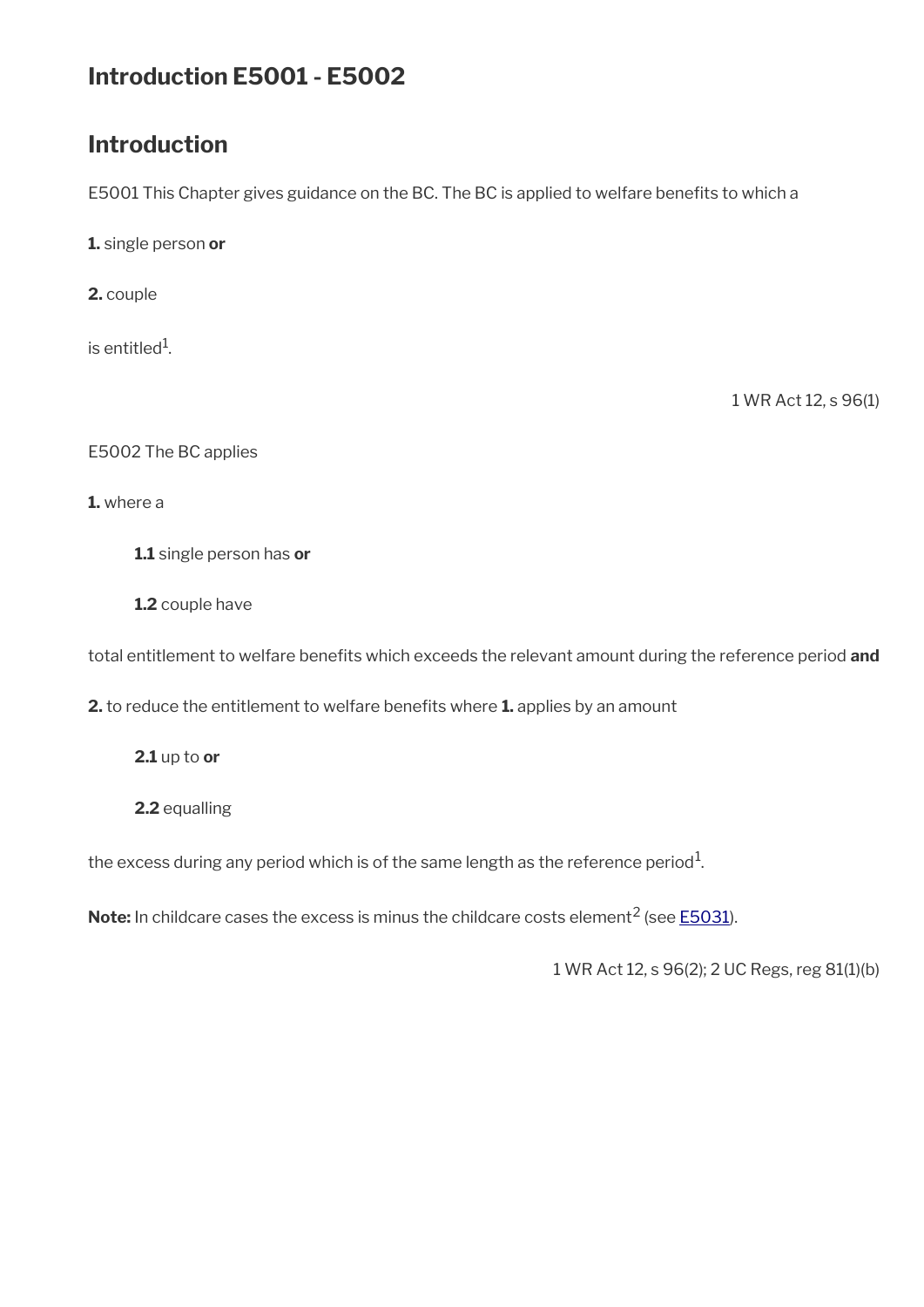# Introduction E5001 - E5002

## Introduction

E5001 This Chapter gives guidance on the BC. The BC is applied to welfare benefits to which a

**1.** single person **or**

**2.** couple

is entitled[1].

1 WR Act 12, s 96(1)

E5002 The BC applies

**1.** where a

> **1.1** single person has **or**
>
> **1.2** couple have

total entitlement to welfare benefits which exceeds the relevant amount during the reference period **and**

**2.** to reduce the entitlement to welfare benefits where **1.** applies by an amount

> **2.1** up to **or**
>
> **2.2** equalling

the excess during any period which is of the same length as the reference period[1].

**Note:** In childcare cases the excess is minus the childcare costs element[2] (see E5031).

1 WR Act 12, s 96(2); 2 UC Regs, reg 81(1)(b)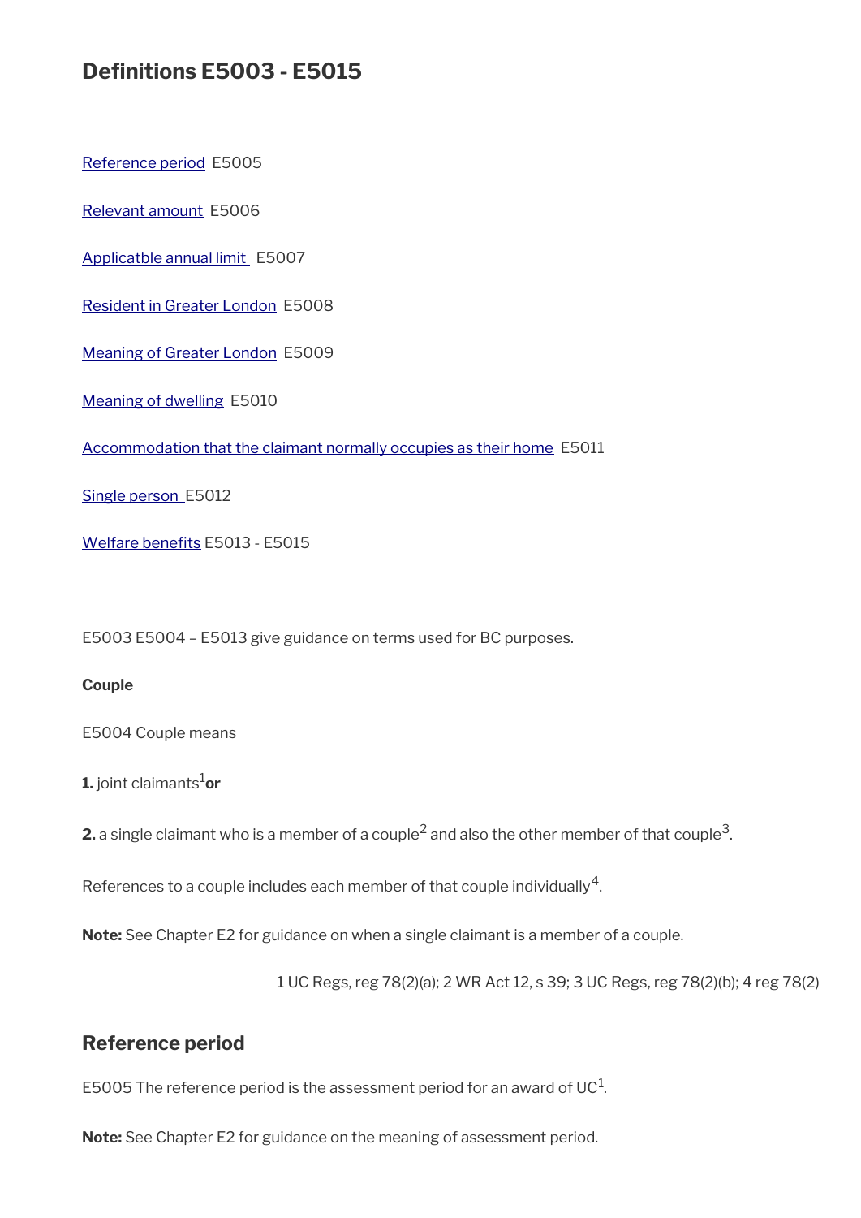## Definitions E5003 - E5015

[Reference period](#) E5005

[Relevant amount](#) E5006

[Applicatble annual limit ](#) E5007

[Resident in Greater London](#) E5008

[Meaning of Greater London](#) E5009

[Meaning of dwelling](#) E5010

[Accommodation that the claimant normally occupies as their home](#) E5011

[Single person ](#)E5012

[Welfare benefits](#) E5013 - E5015

E5003 E5004 – E5013 give guidance on terms used for BC purposes.

**Couple**

E5004 Couple means

**1.** joint claimants[1] **or**

**2.** a single claimant who is a member of a couple[2] and also the other member of that couple[3].

References to a couple includes each member of that couple individually[4].

**Note:** See Chapter E2 for guidance on when a single claimant is a member of a couple.

1 UC Regs, reg 78(2)(a); 2 WR Act 12, s 39; 3 UC Regs, reg 78(2)(b); 4 reg 78(2)

### Reference period

E5005 The reference period is the assessment period for an award of UC[1].

**Note:** See Chapter E2 for guidance on the meaning of assessment period.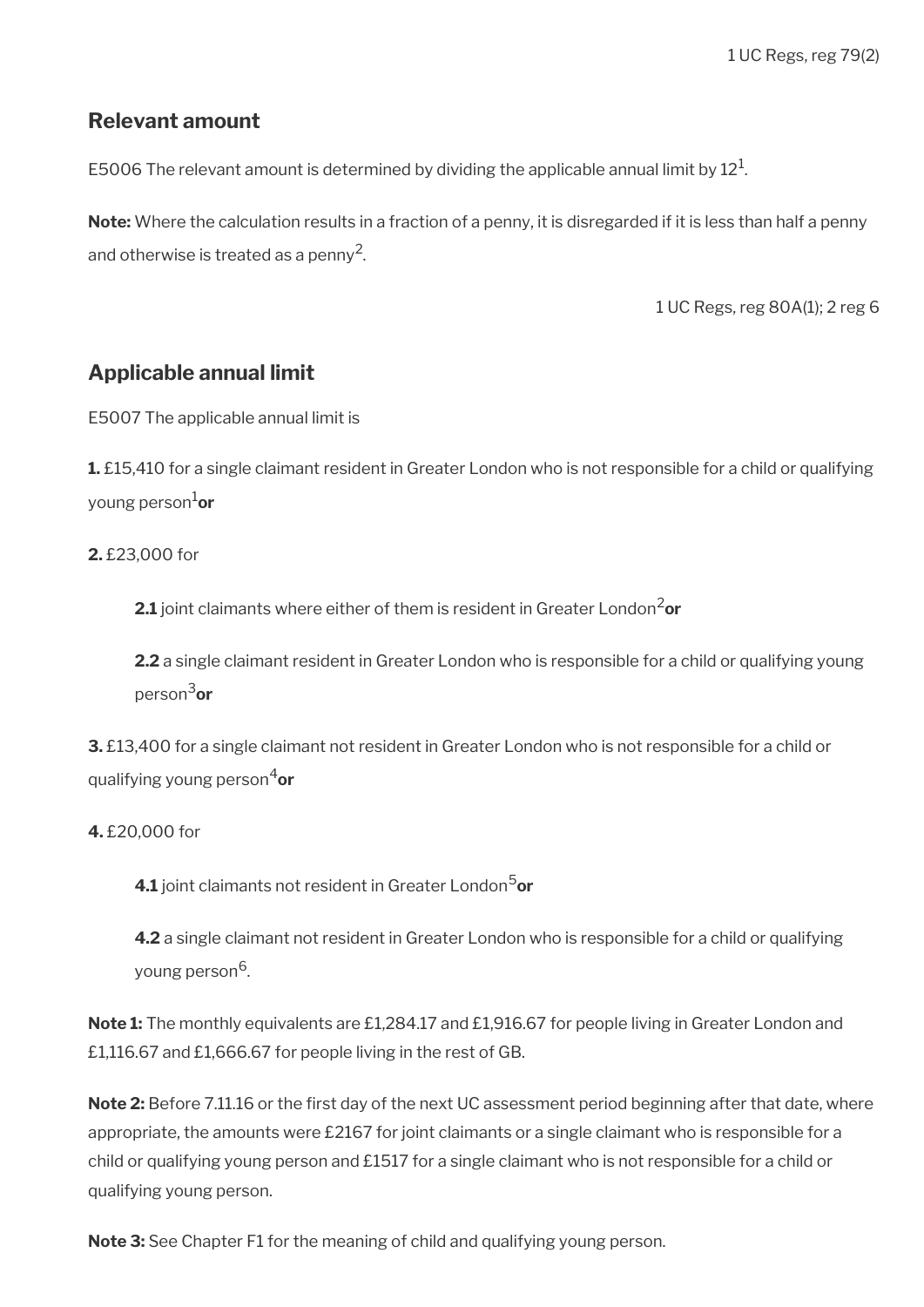1 UC Regs, reg 79(2)

## Relevant amount

E5006 The relevant amount is determined by dividing the applicable annual limit by 12[1].

**Note:** Where the calculation results in a fraction of a penny, it is disregarded if it is less than half a penny and otherwise is treated as a penny[2].

1 UC Regs, reg 80A(1); 2 reg 6

## Applicable annual limit

E5007 The applicable annual limit is

**1.** £15,410 for a single claimant resident in Greater London who is not responsible for a child or qualifying young person[1] **or**

**2.** £23,000 for

> **2.1** joint claimants where either of them is resident in Greater London[2] **or**
>
> **2.2** a single claimant resident in Greater London who is responsible for a child or qualifying young person[3] **or**

**3.** £13,400 for a single claimant not resident in Greater London who is not responsible for a child or qualifying young person[4] **or**

**4.** £20,000 for

> **4.1** joint claimants not resident in Greater London[5] **or**
>
> **4.2** a single claimant not resident in Greater London who is responsible for a child or qualifying young person[6].

**Note 1:** The monthly equivalents are £1,284.17 and £1,916.67 for people living in Greater London and £1,116.67 and £1,666.67 for people living in the rest of GB.

**Note 2:** Before 7.11.16 or the first day of the next UC assessment period beginning after that date, where appropriate, the amounts were £2167 for joint claimants or a single claimant who is responsible for a child or qualifying young person and £1517 for a single claimant who is not responsible for a child or qualifying young person.

**Note 3:** See Chapter F1 for the meaning of child and qualifying young person.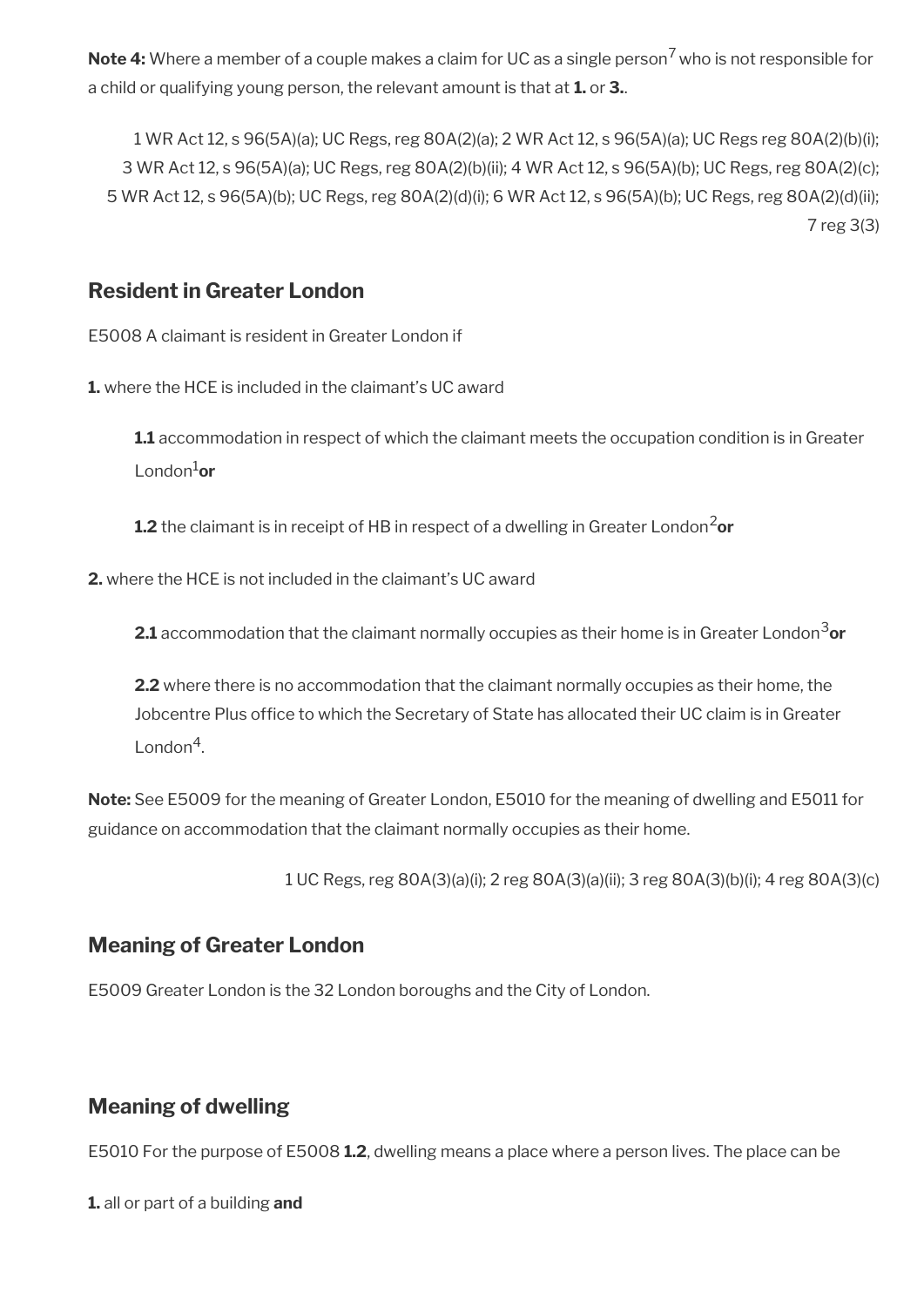**Note 4:** Where a member of a couple makes a claim for UC as a single person[7] who is not responsible for a child or qualifying young person, the relevant amount is that at **1.** or **3.**.

1 WR Act 12, s 96(5A)(a); UC Regs, reg 80A(2)(a); 2 WR Act 12, s 96(5A)(a); UC Regs reg 80A(2)(b)(i); 3 WR Act 12, s 96(5A)(a); UC Regs, reg 80A(2)(b)(ii); 4 WR Act 12, s 96(5A)(b); UC Regs, reg 80A(2)(c); 5 WR Act 12, s 96(5A)(b); UC Regs, reg 80A(2)(d)(i); 6 WR Act 12, s 96(5A)(b); UC Regs, reg 80A(2)(d)(ii); 7 reg 3(3)

## Resident in Greater London

E5008 A claimant is resident in Greater London if

**1.** where the HCE is included in the claimant's UC award

**1.1** accommodation in respect of which the claimant meets the occupation condition is in Greater London[1] **or**

**1.2** the claimant is in receipt of HB in respect of a dwelling in Greater London[2] **or**

**2.** where the HCE is not included in the claimant's UC award

**2.1** accommodation that the claimant normally occupies as their home is in Greater London[3] **or**

**2.2** where there is no accommodation that the claimant normally occupies as their home, the Jobcentre Plus office to which the Secretary of State has allocated their UC claim is in Greater London[4].

**Note:** See E5009 for the meaning of Greater London, E5010 for the meaning of dwelling and E5011 for guidance on accommodation that the claimant normally occupies as their home.

1 UC Regs, reg 80A(3)(a)(i); 2 reg 80A(3)(a)(ii); 3 reg 80A(3)(b)(i); 4 reg 80A(3)(c)

## Meaning of Greater London

E5009 Greater London is the 32 London boroughs and the City of London.

## Meaning of dwelling

E5010 For the purpose of E5008 **1.2**, dwelling means a place where a person lives. The place can be

**1.** all or part of a building **and**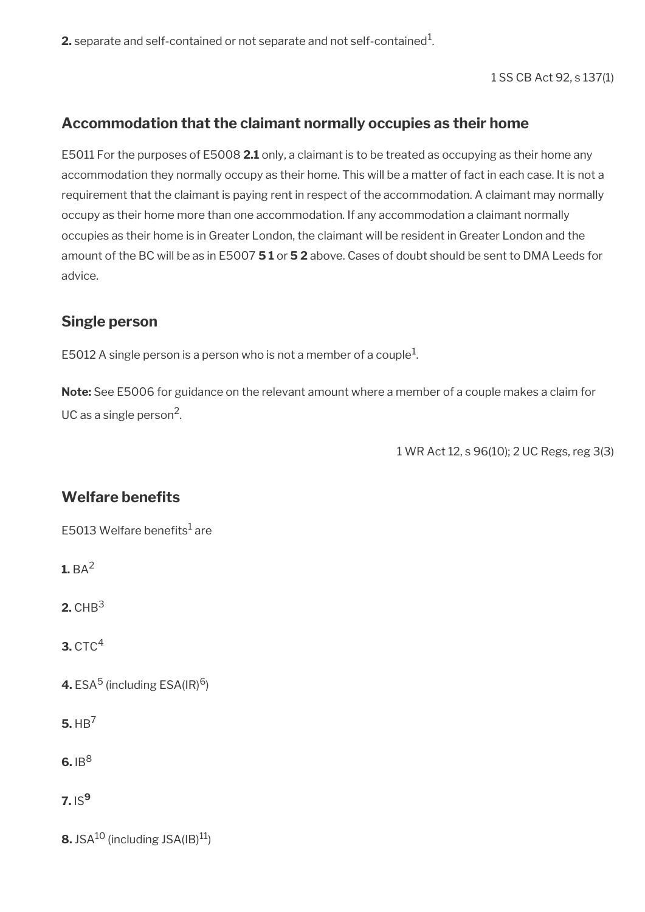**2.** separate and self-contained or not separate and not self-contained[1].

1 SS CB Act 92, s 137(1)

## Accommodation that the claimant normally occupies as their home

E5011 For the purposes of E5008 **2.1** only, a claimant is to be treated as occupying as their home any accommodation they normally occupy as their home. This will be a matter of fact in each case. It is not a requirement that the claimant is paying rent in respect of the accommodation. A claimant may normally occupy as their home more than one accommodation. If any accommodation a claimant normally occupies as their home is in Greater London, the claimant will be resident in Greater London and the amount of the BC will be as in E5007 **5 1** or **5 2** above. Cases of doubt should be sent to DMA Leeds for advice.

## Single person

E5012 A single person is a person who is not a member of a couple[1].

**Note:** See E5006 for guidance on the relevant amount where a member of a couple makes a claim for UC as a single person[2].

1 WR Act 12, s 96(10); 2 UC Regs, reg 3(3)

## Welfare benefits

E5013 Welfare benefits[1] are

**1.** BA[2]

**2.** CHB[3]

**3.** CTC[4]

**4.** ESA[5] (including ESA(IR)[6])

**5.** HB[7]

**6.** IB[8]

**7.** IS[9]

**8.** JSA[10] (including JSA(IB)[11])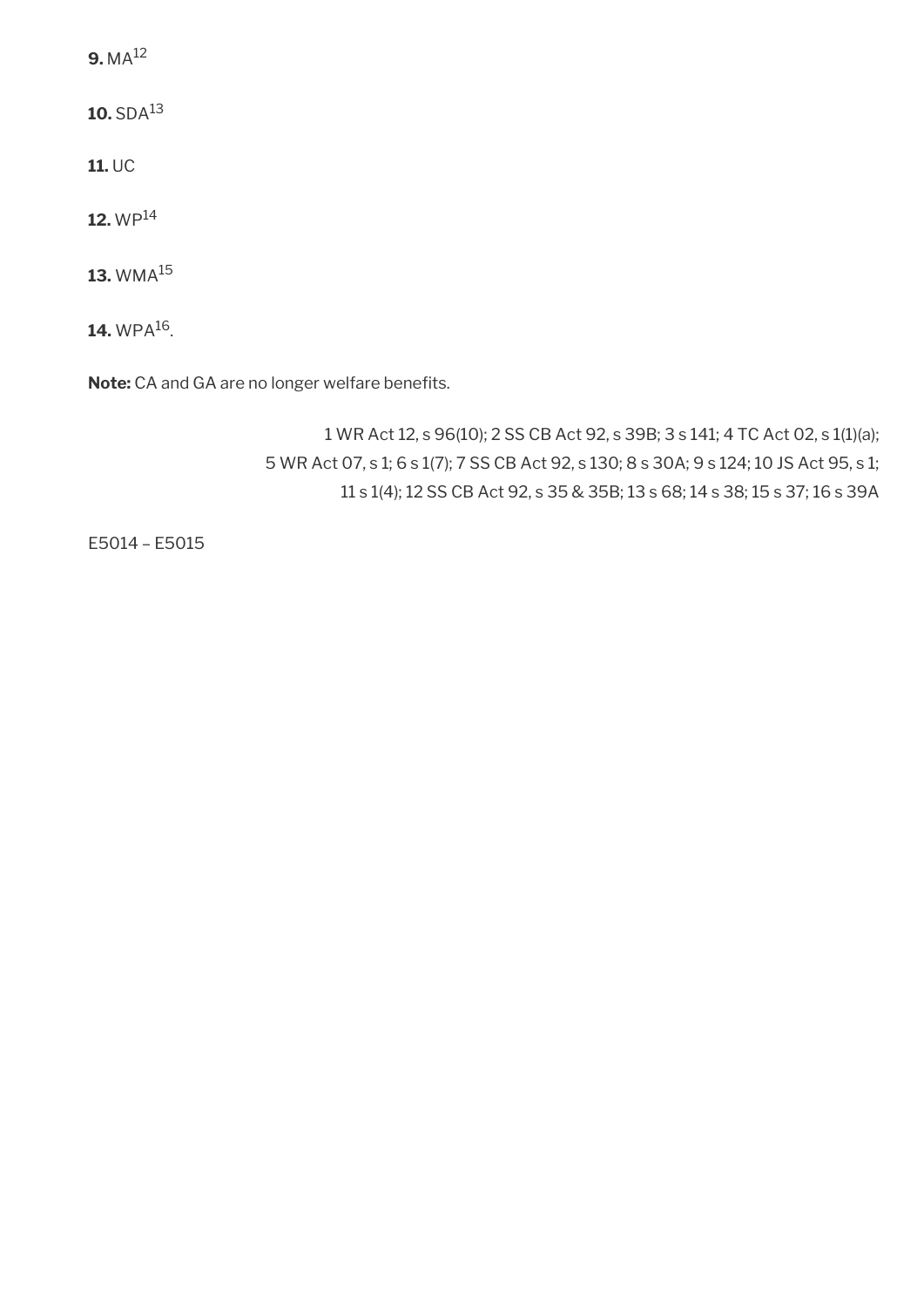**9.** MA[12]

**10.** SDA[13]

**11.** UC

**12.** WP[14]

**13.** WMA[15]

**14.** WPA[16].

**Note:** CA and GA are no longer welfare benefits.

1 WR Act 12, s 96(10); 2 SS CB Act 92, s 39B; 3 s 141; 4 TC Act 02, s 1(1)(a); 5 WR Act 07, s 1; 6 s 1(7); 7 SS CB Act 92, s 130; 8 s 30A; 9 s 124; 10 JS Act 95, s 1; 11 s 1(4); 12 SS CB Act 92, s 35 & 35B; 13 s 68; 14 s 38; 15 s 37; 16 s 39A

E5014 – E5015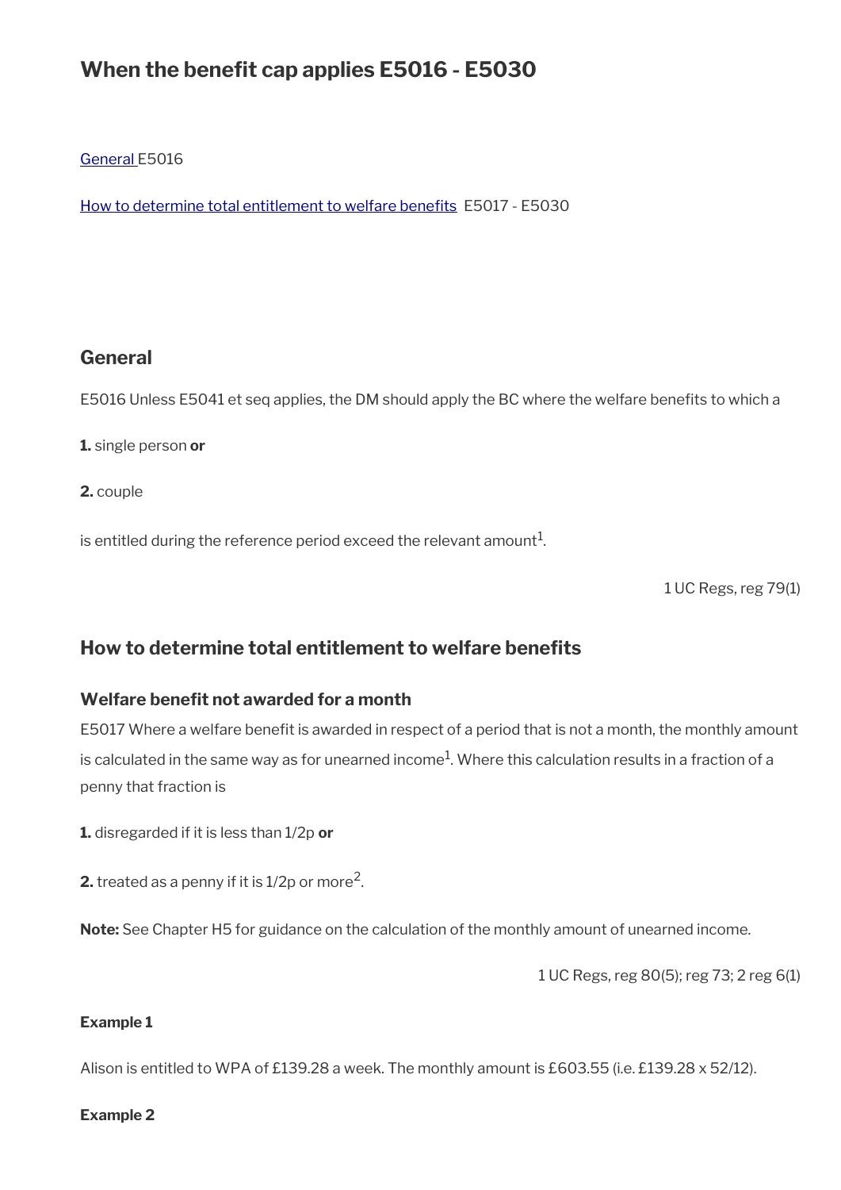# When the benefit cap applies E5016 - E5030

[General](#) E5016

[How to determine total entitlement to welfare benefits](#) E5017 - E5030

## General

E5016 Unless E5041 et seq applies, the DM should apply the BC where the welfare benefits to which a

**1.** single person **or**

**2.** couple

is entitled during the reference period exceed the relevant amount[1].

1 UC Regs, reg 79(1)

## How to determine total entitlement to welfare benefits

### Welfare benefit not awarded for a month

E5017 Where a welfare benefit is awarded in respect of a period that is not a month, the monthly amount is calculated in the same way as for unearned income[1]. Where this calculation results in a fraction of a penny that fraction is

**1.** disregarded if it is less than 1/2p **or**

**2.** treated as a penny if it is 1/2p or more[2].

**Note:** See Chapter H5 for guidance on the calculation of the monthly amount of unearned income.

1 UC Regs, reg 80(5); reg 73; 2 reg 6(1)

#### Example 1

Alison is entitled to WPA of £139.28 a week. The monthly amount is £603.55 (i.e. £139.28 x 52/12).

#### Example 2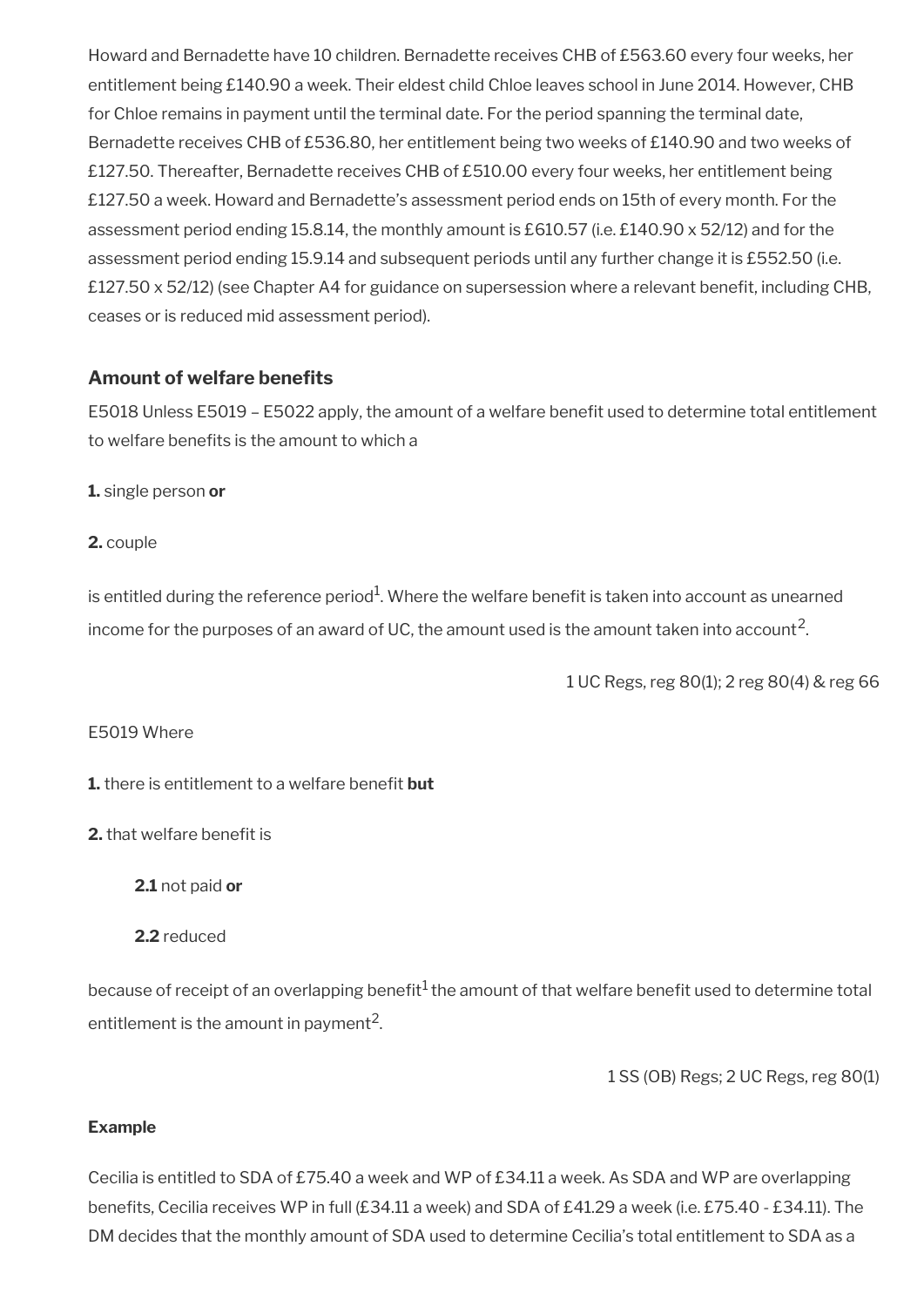Howard and Bernadette have 10 children. Bernadette receives CHB of £563.60 every four weeks, her entitlement being £140.90 a week. Their eldest child Chloe leaves school in June 2014. However, CHB for Chloe remains in payment until the terminal date. For the period spanning the terminal date, Bernadette receives CHB of £536.80, her entitlement being two weeks of £140.90 and two weeks of £127.50. Thereafter, Bernadette receives CHB of £510.00 every four weeks, her entitlement being £127.50 a week. Howard and Bernadette's assessment period ends on 15th of every month. For the assessment period ending 15.8.14, the monthly amount is £610.57 (i.e. £140.90 x 52/12) and for the assessment period ending 15.9.14 and subsequent periods until any further change it is £552.50 (i.e. £127.50 x 52/12) (see Chapter A4 for guidance on supersession where a relevant benefit, including CHB, ceases or is reduced mid assessment period).

### Amount of welfare benefits

E5018 Unless E5019 – E5022 apply, the amount of a welfare benefit used to determine total entitlement to welfare benefits is the amount to which a

**1.** single person **or**

**2.** couple

is entitled during the reference period[1]. Where the welfare benefit is taken into account as unearned income for the purposes of an award of UC, the amount used is the amount taken into account[2].

1 UC Regs, reg 80(1); 2 reg 80(4) & reg 66

E5019 Where

**1.** there is entitlement to a welfare benefit **but**

**2.** that welfare benefit is

**2.1** not paid **or**

**2.2** reduced

because of receipt of an overlapping benefit[1] the amount of that welfare benefit used to determine total entitlement is the amount in payment[2].

1 SS (OB) Regs; 2 UC Regs, reg 80(1)

**Example**

Cecilia is entitled to SDA of £75.40 a week and WP of £34.11 a week. As SDA and WP are overlapping benefits, Cecilia receives WP in full (£34.11 a week) and SDA of £41.29 a week (i.e. £75.40 - £34.11). The DM decides that the monthly amount of SDA used to determine Cecilia's total entitlement to SDA as a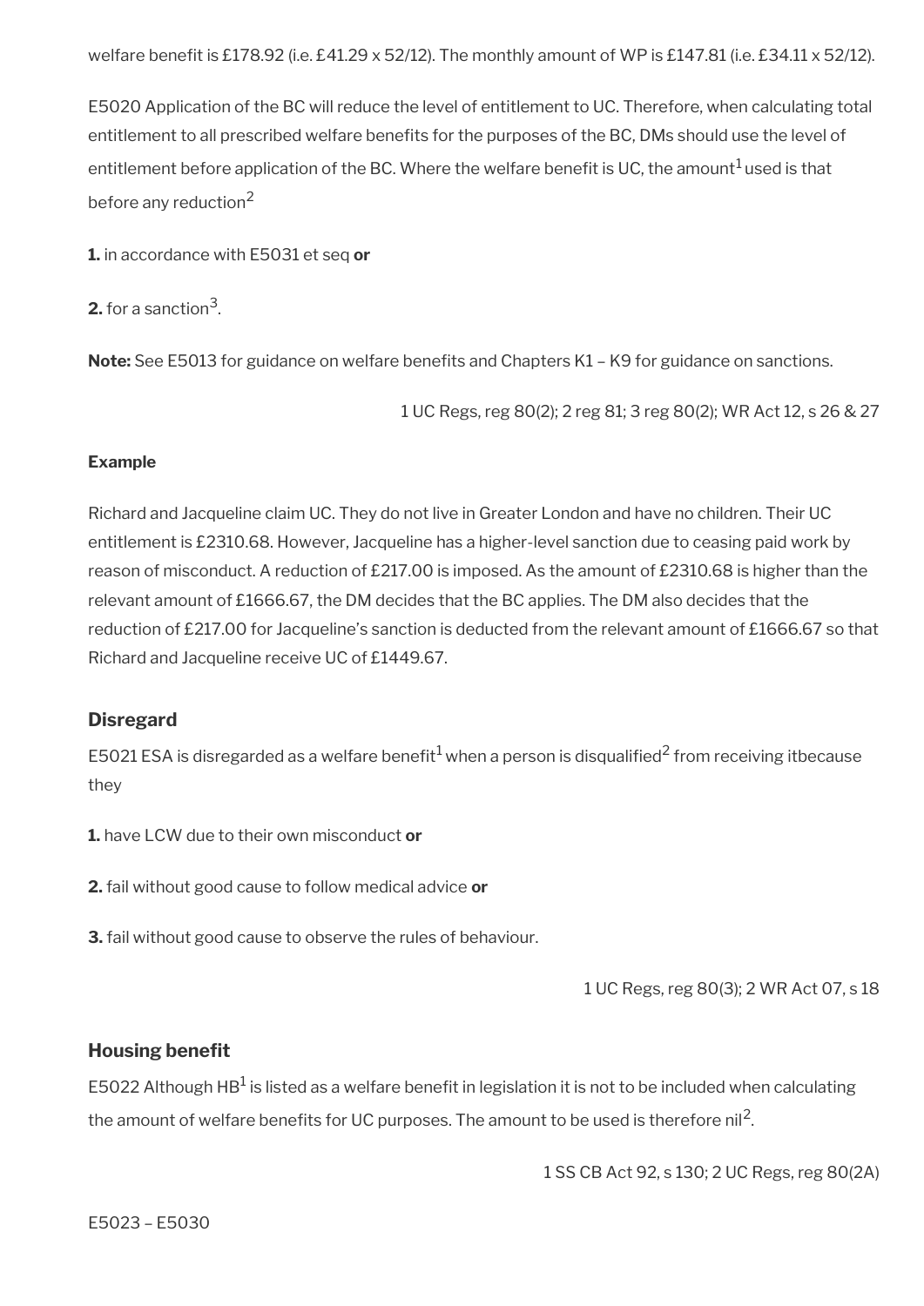welfare benefit is £178.92 (i.e. £41.29 x 52/12). The monthly amount of WP is £147.81 (i.e. £34.11 x 52/12).

E5020 Application of the BC will reduce the level of entitlement to UC. Therefore, when calculating total entitlement to all prescribed welfare benefits for the purposes of the BC, DMs should use the level of entitlement before application of the BC. Where the welfare benefit is UC, the amount[1] used is that before any reduction[2]

**1.** in accordance with E5031 et seq **or**

**2.** for a sanction[3].

**Note:** See E5013 for guidance on welfare benefits and Chapters K1 – K9 for guidance on sanctions.

1 UC Regs, reg 80(2); 2 reg 81; 3 reg 80(2); WR Act 12, s 26 & 27

#### Example

Richard and Jacqueline claim UC. They do not live in Greater London and have no children. Their UC entitlement is £2310.68. However, Jacqueline has a higher-level sanction due to ceasing paid work by reason of misconduct. A reduction of £217.00 is imposed. As the amount of £2310.68 is higher than the relevant amount of £1666.67, the DM decides that the BC applies. The DM also decides that the reduction of £217.00 for Jacqueline's sanction is deducted from the relevant amount of £1666.67 so that Richard and Jacqueline receive UC of £1449.67.

### Disregard

E5021 ESA is disregarded as a welfare benefit[1] when a person is disqualified[2] from receiving itbecause they

**1.** have LCW due to their own misconduct **or**

**2.** fail without good cause to follow medical advice **or**

**3.** fail without good cause to observe the rules of behaviour.

1 UC Regs, reg 80(3); 2 WR Act 07, s 18

### Housing benefit

E5022 Although HB[1] is listed as a welfare benefit in legislation it is not to be included when calculating the amount of welfare benefits for UC purposes. The amount to be used is therefore nil[2].

1 SS CB Act 92, s 130; 2 UC Regs, reg 80(2A)

E5023 – E5030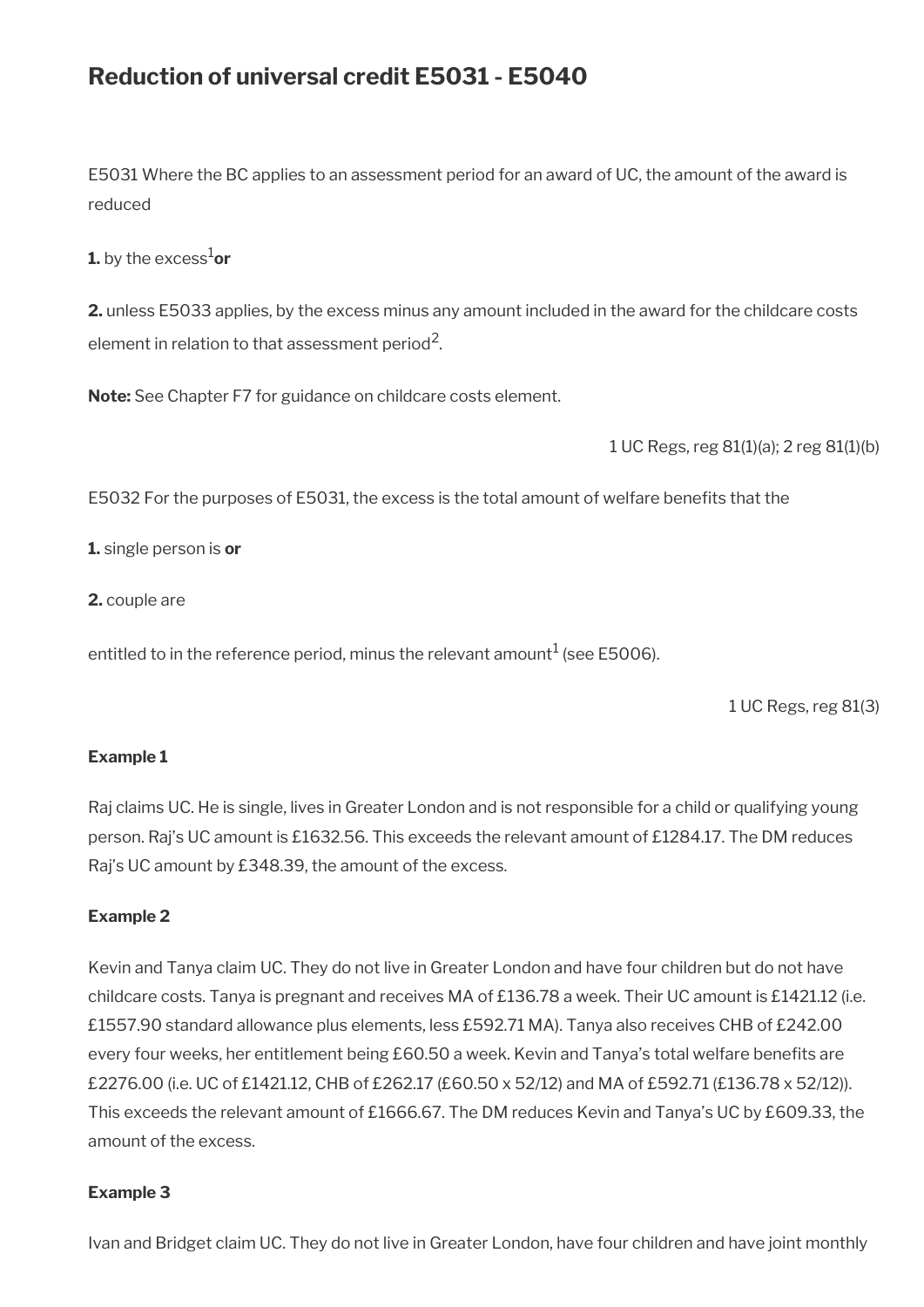# Reduction of universal credit E5031 - E5040

E5031 Where the BC applies to an assessment period for an award of UC, the amount of the award is reduced

**1.** by the excess[1] **or**

**2.** unless E5033 applies, by the excess minus any amount included in the award for the childcare costs element in relation to that assessment period[2].

**Note:** See Chapter F7 for guidance on childcare costs element.

1 UC Regs, reg 81(1)(a); 2 reg 81(1)(b)

E5032 For the purposes of E5031, the excess is the total amount of welfare benefits that the

**1.** single person is **or**

**2.** couple are

entitled to in the reference period, minus the relevant amount[1] (see E5006).

1 UC Regs, reg 81(3)

**Example 1**

Raj claims UC. He is single, lives in Greater London and is not responsible for a child or qualifying young person. Raj's UC amount is £1632.56. This exceeds the relevant amount of £1284.17. The DM reduces Raj's UC amount by £348.39, the amount of the excess.

**Example 2**

Kevin and Tanya claim UC. They do not live in Greater London and have four children but do not have childcare costs. Tanya is pregnant and receives MA of £136.78 a week. Their UC amount is £1421.12 (i.e. £1557.90 standard allowance plus elements, less £592.71 MA). Tanya also receives CHB of £242.00 every four weeks, her entitlement being £60.50 a week. Kevin and Tanya's total welfare benefits are £2276.00 (i.e. UC of £1421.12, CHB of £262.17 (£60.50 x 52/12) and MA of £592.71 (£136.78 x 52/12)). This exceeds the relevant amount of £1666.67. The DM reduces Kevin and Tanya's UC by £609.33, the amount of the excess.

**Example 3**

Ivan and Bridget claim UC. They do not live in Greater London, have four children and have joint monthly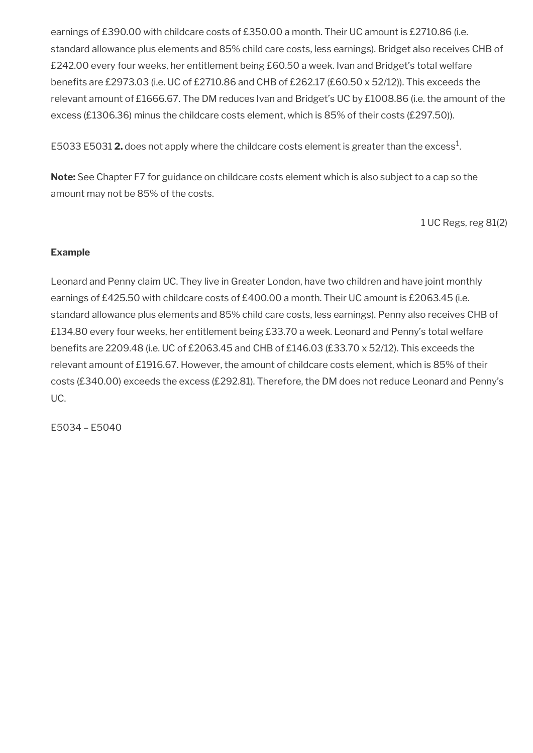earnings of £390.00 with childcare costs of £350.00 a month. Their UC amount is £2710.86 (i.e. standard allowance plus elements and 85% child care costs, less earnings). Bridget also receives CHB of £242.00 every four weeks, her entitlement being £60.50 a week. Ivan and Bridget's total welfare benefits are £2973.03 (i.e. UC of £2710.86 and CHB of £262.17 (£60.50 x 52/12)). This exceeds the relevant amount of £1666.67. The DM reduces Ivan and Bridget's UC by £1008.86 (i.e. the amount of the excess (£1306.36) minus the childcare costs element, which is 85% of their costs (£297.50)).

E5033 E5031 **2.** does not apply where the childcare costs element is greater than the excess[1].

**Note:** See Chapter F7 for guidance on childcare costs element which is also subject to a cap so the amount may not be 85% of the costs.

1 UC Regs, reg 81(2)

**Example**

Leonard and Penny claim UC. They live in Greater London, have two children and have joint monthly earnings of £425.50 with childcare costs of £400.00 a month. Their UC amount is £2063.45 (i.e. standard allowance plus elements and 85% child care costs, less earnings). Penny also receives CHB of £134.80 every four weeks, her entitlement being £33.70 a week. Leonard and Penny's total welfare benefits are 2209.48 (i.e. UC of £2063.45 and CHB of £146.03 (£33.70 x 52/12). This exceeds the relevant amount of £1916.67. However, the amount of childcare costs element, which is 85% of their costs (£340.00) exceeds the excess (£292.81). Therefore, the DM does not reduce Leonard and Penny's UC.

E5034 – E5040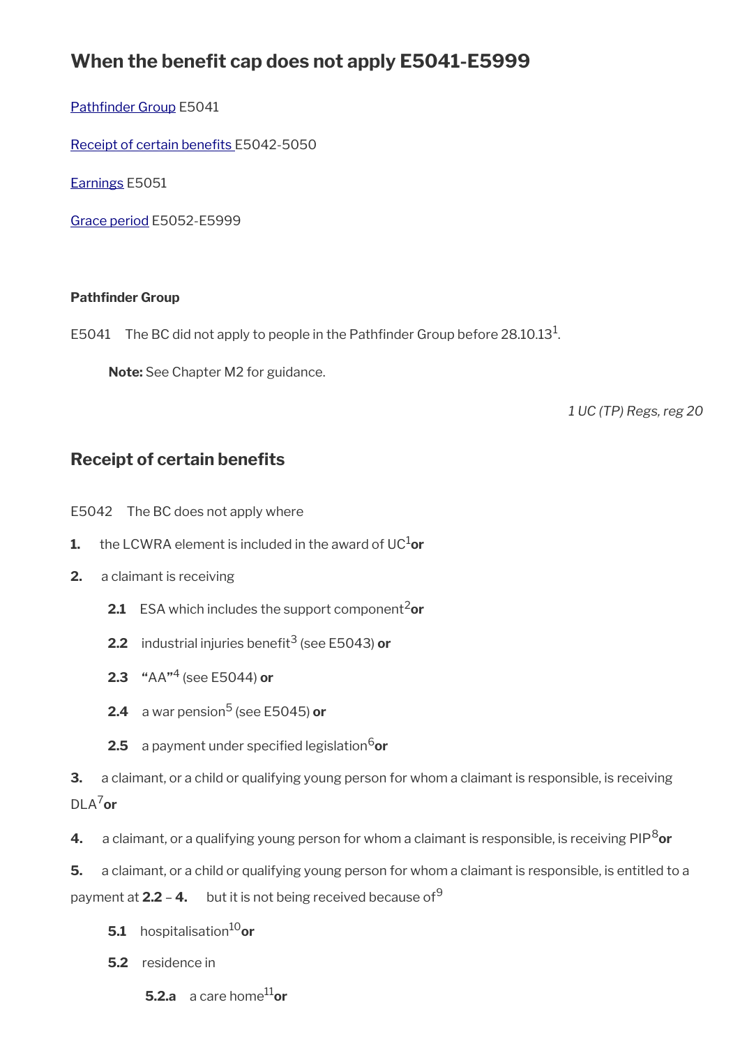# When the benefit cap does not apply E5041-E5999

[Pathfinder Group](#) E5041

[Receipt of certain benefits](#) E5042-5050

[Earnings](#) E5051

[Grace period](#) E5052-E5999

**Pathfinder Group**

E5041 The BC did not apply to people in the Pathfinder Group before 28.10.13[1].

> **Note:** See Chapter M2 for guidance.

*1 UC (TP) Regs, reg 20*

## Receipt of certain benefits

E5042 The BC does not apply where

**1.** the LCWRA element is included in the award of UC[1] **or**

**2.** a claimant is receiving

> **2.1** ESA which includes the support component[2] **or**
>
> **2.2** industrial injuries benefit[3] (see E5043) **or**
>
> **2.3** **"**AA**"**[4] (see E5044) **or**
>
> **2.4** a war pension[5] (see E5045) **or**
>
> **2.5** a payment under specified legislation[6] **or**

**3.** a claimant, or a child or qualifying young person for whom a claimant is responsible, is receiving DLA[7] **or**

**4.** a claimant, or a qualifying young person for whom a claimant is responsible, is receiving PIP[8] **or**

**5.** a claimant, or a child or qualifying young person for whom a claimant is responsible, is entitled to a payment at **2.2** – **4.** but it is not being received because of[9]

> **5.1** hospitalisation[10] **or**
>
> **5.2** residence in
>
> > **5.2.a** a care home[11] **or**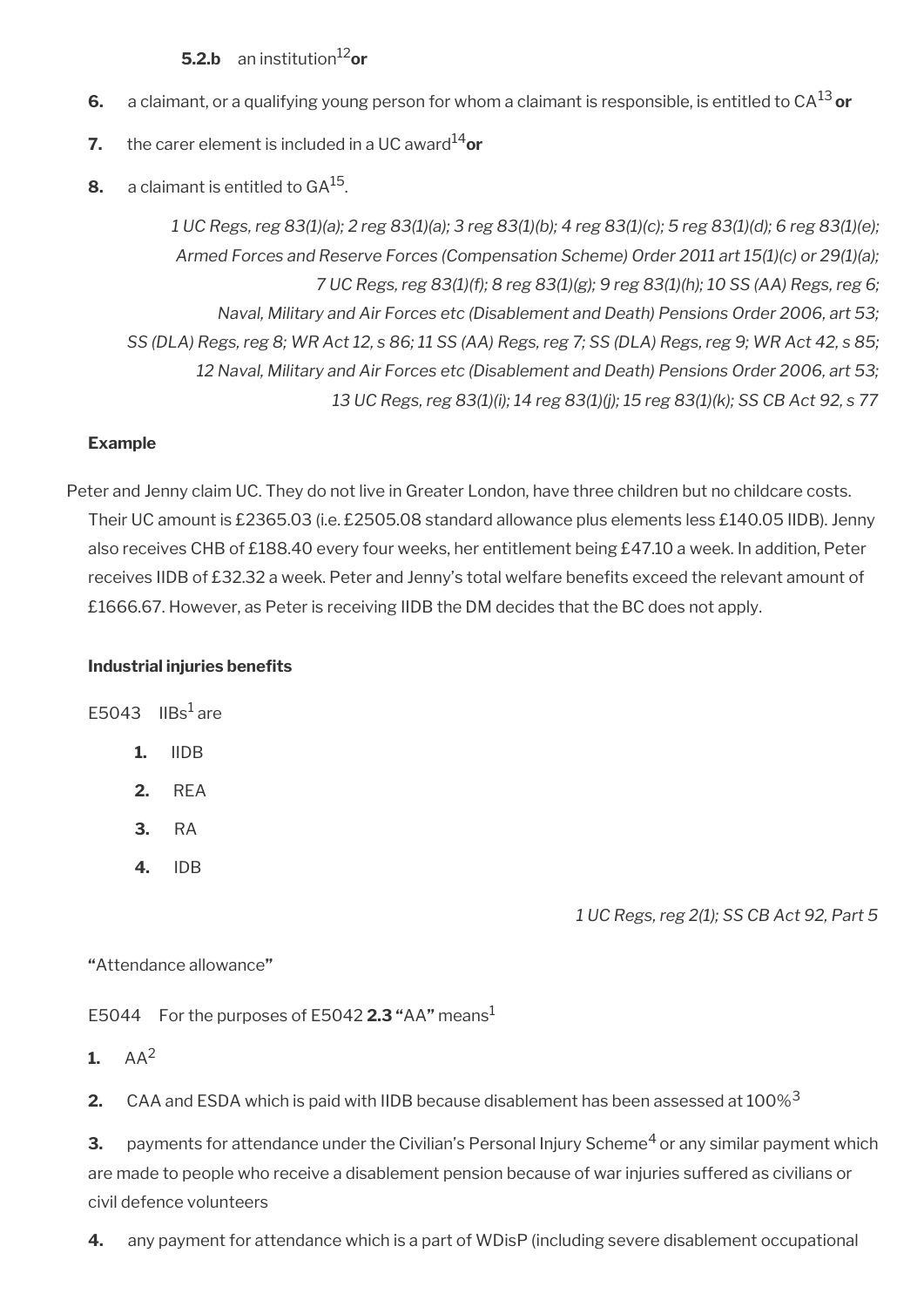**5.2.b** an institution[12] **or**

**6.** a claimant, or a qualifying young person for whom a claimant is responsible, is entitled to CA[13] **or**

**7.** the carer element is included in a UC award[14] **or**

**8.** a claimant is entitled to GA[15].

*1 UC Regs, reg 83(1)(a); 2 reg 83(1)(a); 3 reg 83(1)(b); 4 reg 83(1)(c); 5 reg 83(1)(d); 6 reg 83(1)(e); Armed Forces and Reserve Forces (Compensation Scheme) Order 2011 art 15(1)(c) or 29(1)(a); 7 UC Regs, reg 83(1)(f); 8 reg 83(1)(g); 9 reg 83(1)(h); 10 SS (AA) Regs, reg 6; Naval, Military and Air Forces etc (Disablement and Death) Pensions Order 2006, art 53; SS (DLA) Regs, reg 8; WR Act 12, s 86; 11 SS (AA) Regs, reg 7; SS (DLA) Regs, reg 9; WR Act 42, s 85; 12 Naval, Military and Air Forces etc (Disablement and Death) Pensions Order 2006, art 53; 13 UC Regs, reg 83(1)(i); 14 reg 83(1)(j); 15 reg 83(1)(k); SS CB Act 92, s 77*

**Example**

Peter and Jenny claim UC. They do not live in Greater London, have three children but no childcare costs. Their UC amount is £2365.03 (i.e. £2505.08 standard allowance plus elements less £140.05 IIDB). Jenny also receives CHB of £188.40 every four weeks, her entitlement being £47.10 a week. In addition, Peter receives IIDB of £32.32 a week. Peter and Jenny's total welfare benefits exceed the relevant amount of £1666.67. However, as Peter is receiving IIDB the DM decides that the BC does not apply.

**Industrial injuries benefits**

E5043 IIBs[1] are

1. IIDB
2. REA
3. RA
4. IDB

*1 UC Regs, reg 2(1); SS CB Act 92, Part 5*

**"**Attendance allowance**"**

E5044 For the purposes of E5042 **2.3 "**AA**"** means[1]

**1.** AA[2]

**2.** CAA and ESDA which is paid with IIDB because disablement has been assessed at 100%[3]

**3.** payments for attendance under the Civilian's Personal Injury Scheme[4] or any similar payment which are made to people who receive a disablement pension because of war injuries suffered as civilians or civil defence volunteers

**4.** any payment for attendance which is a part of WDisP (including severe disablement occupational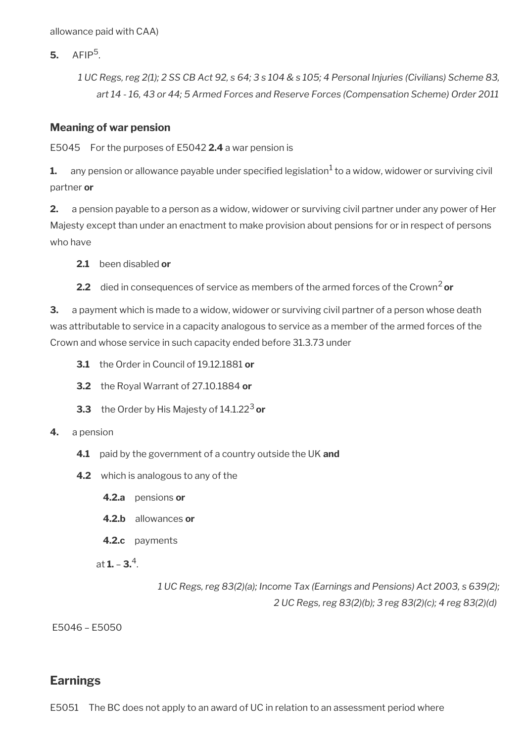allowance paid with CAA)

**5.** AFIP[5].

*1 UC Regs, reg 2(1); 2 SS CB Act 92, s 64; 3 s 104 & s 105; 4 Personal Injuries (Civilians) Scheme 83, art 14 - 16, 43 or 44; 5 Armed Forces and Reserve Forces (Compensation Scheme) Order 2011*

### Meaning of war pension

E5045 For the purposes of E5042 **2.4** a war pension is

**1.** any pension or allowance payable under specified legislation[1] to a widow, widower or surviving civil partner **or**

**2.** a pension payable to a person as a widow, widower or surviving civil partner under any power of Her Majesty except than under an enactment to make provision about pensions for or in respect of persons who have

- **2.1** been disabled **or**
- **2.2** died in consequences of service as members of the armed forces of the Crown[2] **or**

**3.** a payment which is made to a widow, widower or surviving civil partner of a person whose death was attributable to service in a capacity analogous to service as a member of the armed forces of the Crown and whose service in such capacity ended before 31.3.73 under

- **3.1** the Order in Council of 19.12.1881 **or**
- **3.2** the Royal Warrant of 27.10.1884 **or**
- **3.3** the Order by His Majesty of 14.1.22[3] **or**

**4.** a pension

- **4.1** paid by the government of a country outside the UK **and**
- **4.2** which is analogous to any of the
  - **4.2.a** pensions **or**
  - **4.2.b** allowances **or**
  - **4.2.c** payments

  at **1.** – **3.**[4].

*1 UC Regs, reg 83(2)(a); Income Tax (Earnings and Pensions) Act 2003, s 639(2); 2 UC Regs, reg 83(2)(b); 3 reg 83(2)(c); 4 reg 83(2)(d)*

E5046 – E5050

## Earnings

E5051 The BC does not apply to an award of UC in relation to an assessment period where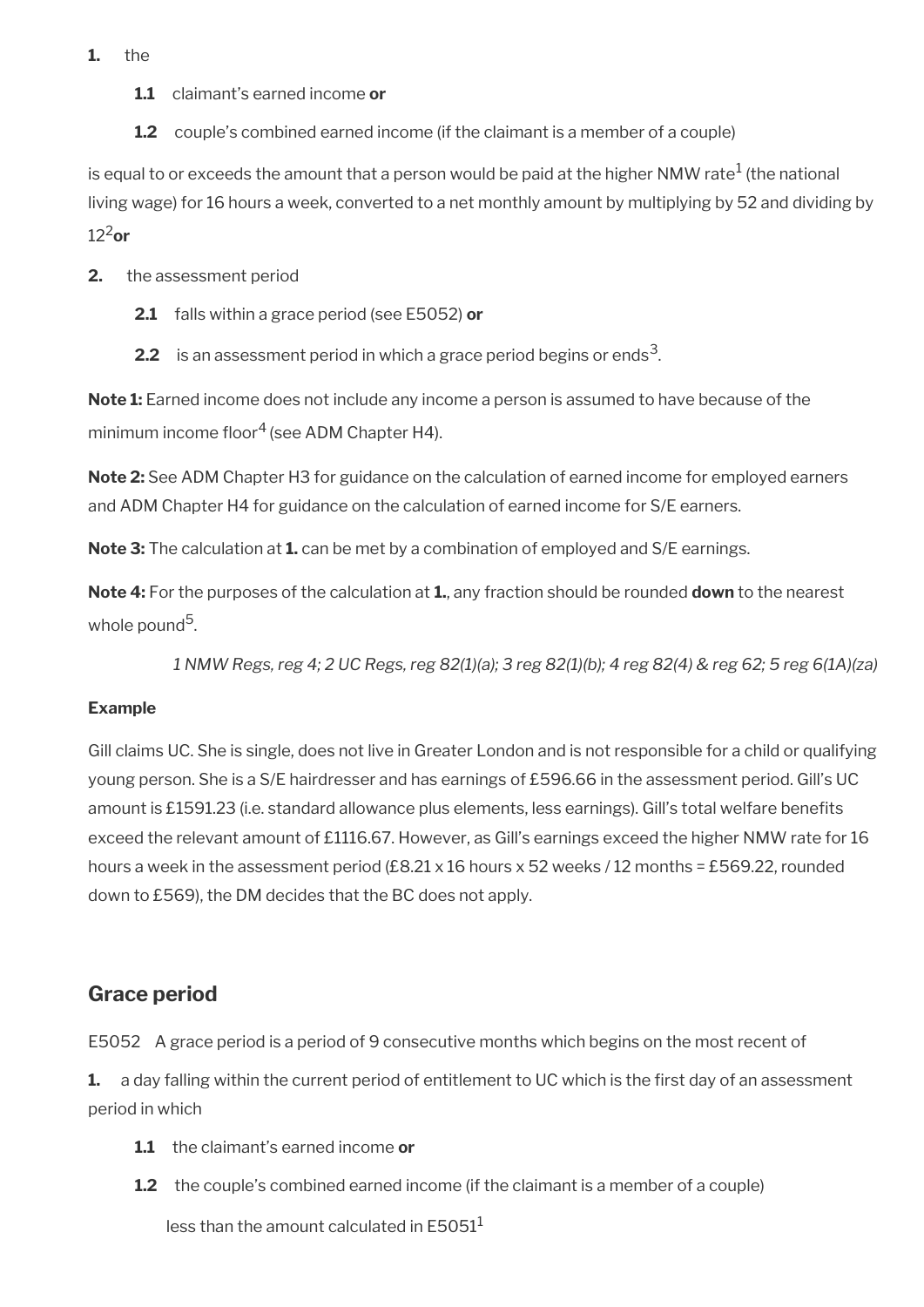**1.** the

**1.1** claimant's earned income **or**

**1.2** couple's combined earned income (if the claimant is a member of a couple)

is equal to or exceeds the amount that a person would be paid at the higher NMW rate[1] (the national living wage) for 16 hours a week, converted to a net monthly amount by multiplying by 52 and dividing by 12[2] **or**

**2.** the assessment period

**2.1** falls within a grace period (see E5052) **or**

**2.2** is an assessment period in which a grace period begins or ends[3].

**Note 1:** Earned income does not include any income a person is assumed to have because of the minimum income floor[4] (see ADM Chapter H4).

**Note 2:** See ADM Chapter H3 for guidance on the calculation of earned income for employed earners and ADM Chapter H4 for guidance on the calculation of earned income for S/E earners.

**Note 3:** The calculation at **1.** can be met by a combination of employed and S/E earnings.

**Note 4:** For the purposes of the calculation at **1.**, any fraction should be rounded **down** to the nearest whole pound[5].

*1 NMW Regs, reg 4; 2 UC Regs, reg 82(1)(a); 3 reg 82(1)(b); 4 reg 82(4) & reg 62; 5 reg 6(1A)(za)*

**Example**

Gill claims UC. She is single, does not live in Greater London and is not responsible for a child or qualifying young person. She is a S/E hairdresser and has earnings of £596.66 in the assessment period. Gill's UC amount is £1591.23 (i.e. standard allowance plus elements, less earnings). Gill's total welfare benefits exceed the relevant amount of £1116.67. However, as Gill's earnings exceed the higher NMW rate for 16 hours a week in the assessment period (£8.21 x 16 hours x 52 weeks / 12 months = £569.22, rounded down to £569), the DM decides that the BC does not apply.

## Grace period

E5052 A grace period is a period of 9 consecutive months which begins on the most recent of

**1.** a day falling within the current period of entitlement to UC which is the first day of an assessment period in which

**1.1** the claimant's earned income **or**

**1.2** the couple's combined earned income (if the claimant is a member of a couple)

less than the amount calculated in E5051[1]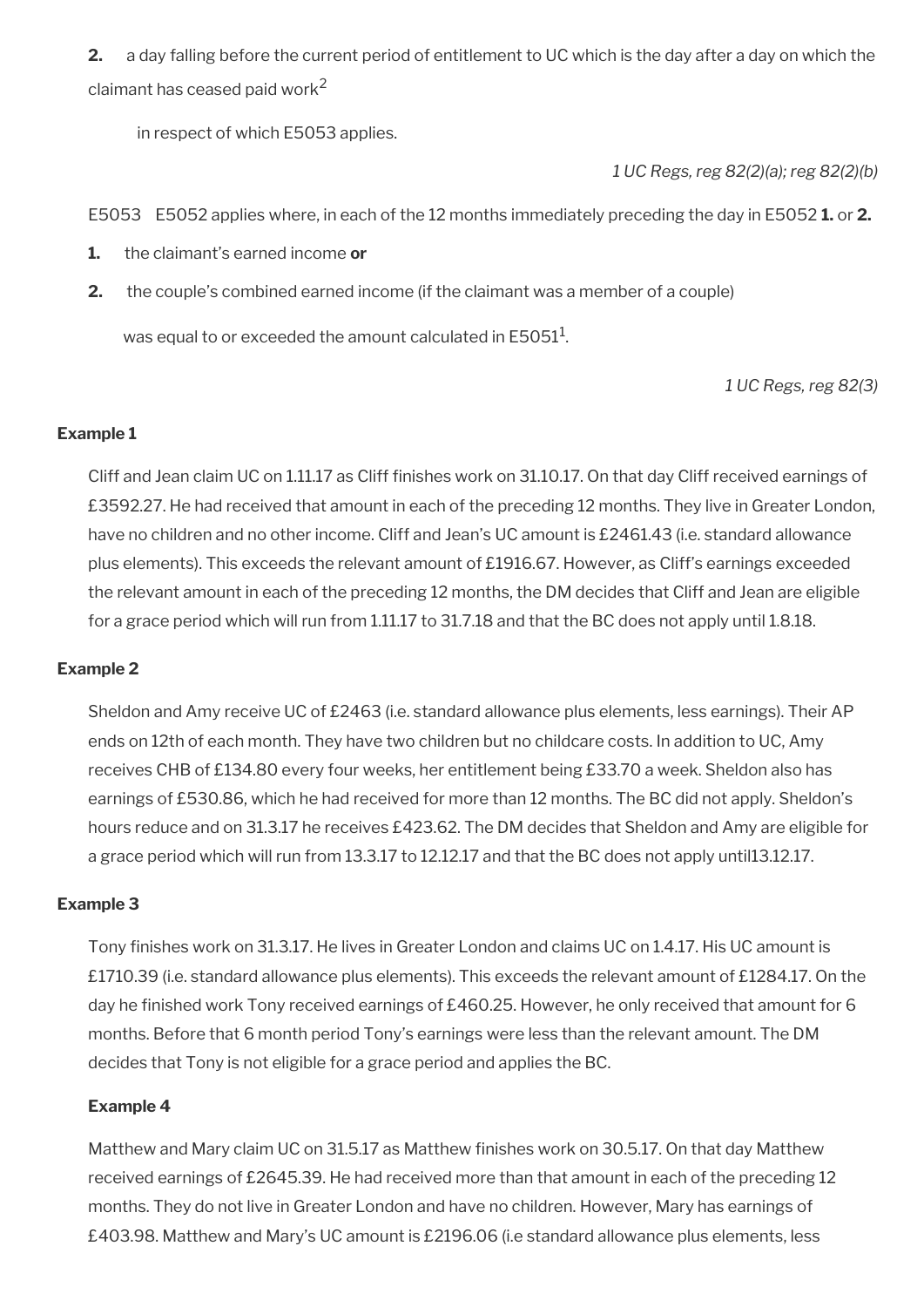**2.** a day falling before the current period of entitlement to UC which is the day after a day on which the claimant has ceased paid work[2]

in respect of which E5053 applies.

*1 UC Regs, reg 82(2)(a); reg 82(2)(b)*

E5053 E5052 applies where, in each of the 12 months immediately preceding the day in E5052 **1.** or **2.**

**1.** the claimant's earned income **or**

**2.** the couple's combined earned income (if the claimant was a member of a couple)

was equal to or exceeded the amount calculated in E5051[1].

*1 UC Regs, reg 82(3)*

#### Example 1

Cliff and Jean claim UC on 1.11.17 as Cliff finishes work on 31.10.17. On that day Cliff received earnings of £3592.27. He had received that amount in each of the preceding 12 months. They live in Greater London, have no children and no other income. Cliff and Jean's UC amount is £2461.43 (i.e. standard allowance plus elements). This exceeds the relevant amount of £1916.67. However, as Cliff's earnings exceeded the relevant amount in each of the preceding 12 months, the DM decides that Cliff and Jean are eligible for a grace period which will run from 1.11.17 to 31.7.18 and that the BC does not apply until 1.8.18.

#### Example 2

Sheldon and Amy receive UC of £2463 (i.e. standard allowance plus elements, less earnings). Their AP ends on 12th of each month. They have two children but no childcare costs. In addition to UC, Amy receives CHB of £134.80 every four weeks, her entitlement being £33.70 a week. Sheldon also has earnings of £530.86, which he had received for more than 12 months. The BC did not apply. Sheldon's hours reduce and on 31.3.17 he receives £423.62. The DM decides that Sheldon and Amy are eligible for a grace period which will run from 13.3.17 to 12.12.17 and that the BC does not apply until13.12.17.

#### Example 3

Tony finishes work on 31.3.17. He lives in Greater London and claims UC on 1.4.17. His UC amount is £1710.39 (i.e. standard allowance plus elements). This exceeds the relevant amount of £1284.17. On the day he finished work Tony received earnings of £460.25. However, he only received that amount for 6 months. Before that 6 month period Tony's earnings were less than the relevant amount. The DM decides that Tony is not eligible for a grace period and applies the BC.

#### Example 4

Matthew and Mary claim UC on 31.5.17 as Matthew finishes work on 30.5.17. On that day Matthew received earnings of £2645.39. He had received more than that amount in each of the preceding 12 months. They do not live in Greater London and have no children. However, Mary has earnings of £403.98. Matthew and Mary's UC amount is £2196.06 (i.e standard allowance plus elements, less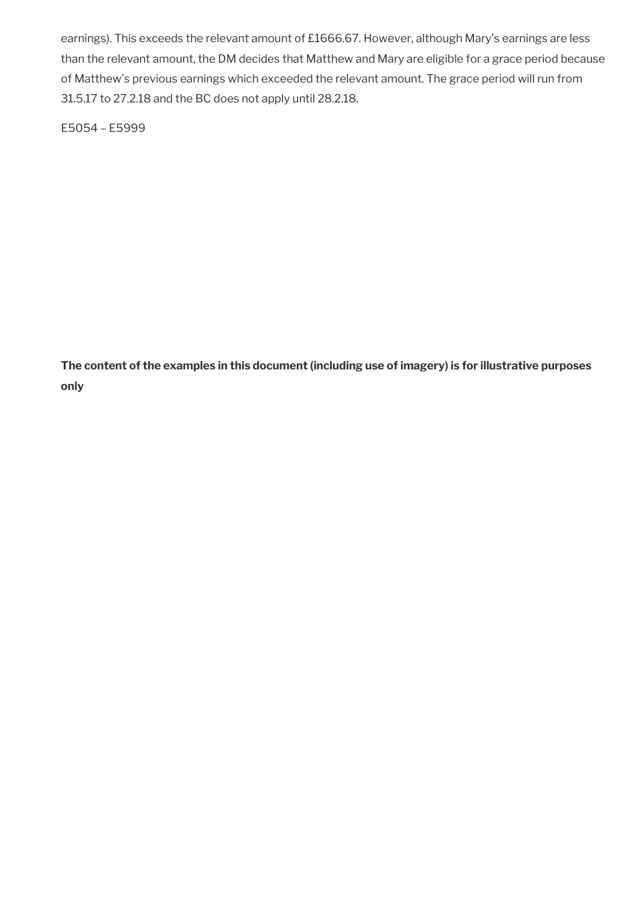earnings). This exceeds the relevant amount of £1666.67. However, although Mary's earnings are less than the relevant amount, the DM decides that Matthew and Mary are eligible for a grace period because of Matthew's previous earnings which exceeded the relevant amount. The grace period will run from 31.5.17 to 27.2.18 and the BC does not apply until 28.2.18.

E5054 – E5999

**The content of the examples in this document (including use of imagery) is for illustrative purposes only**